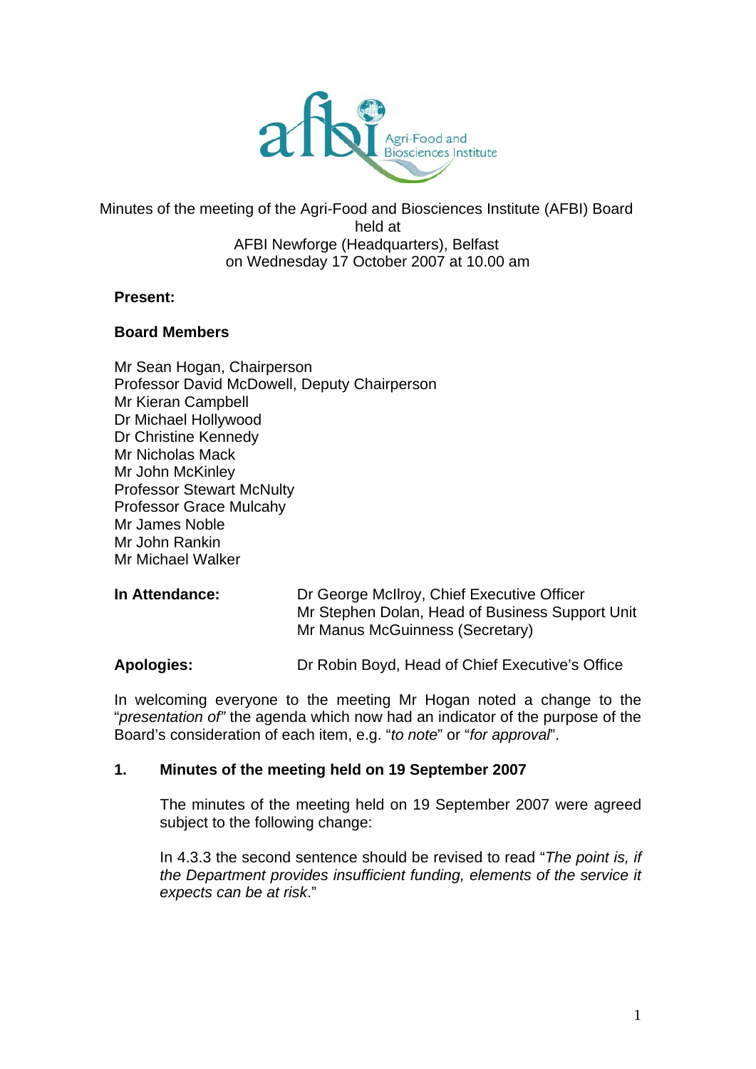Minutes of the meeting of the Agri-Food and Biosciences Institute (AFBI) Board held at AFBI Newforge (Headquarters), Belfast on Wednesday 17 October 2007 at 10.00 am

**Present:**

**Board Members**

Mr Sean Hogan, Chairperson
Professor David McDowell, Deputy Chairperson
Mr Kieran Campbell
Dr Michael Hollywood
Dr Christine Kennedy
Mr Nicholas Mack
Mr John McKinley
Professor Stewart McNulty
Professor Grace Mulcahy
Mr James Noble
Mr John Rankin
Mr Michael Walker

**In Attendance:** Dr George McIlroy, Chief Executive Officer
Mr Stephen Dolan, Head of Business Support Unit
Mr Manus McGuinness (Secretary)

**Apologies:** Dr Robin Boyd, Head of Chief Executive's Office

In welcoming everyone to the meeting Mr Hogan noted a change to the "*presentation of*" the agenda which now had an indicator of the purpose of the Board's consideration of each item, e.g. "*to note*" or "*for approval*".

## 1. Minutes of the meeting held on 19 September 2007

The minutes of the meeting held on 19 September 2007 were agreed subject to the following change:

In 4.3.3 the second sentence should be revised to read "*The point is, if the Department provides insufficient funding, elements of the service it expects can be at risk*."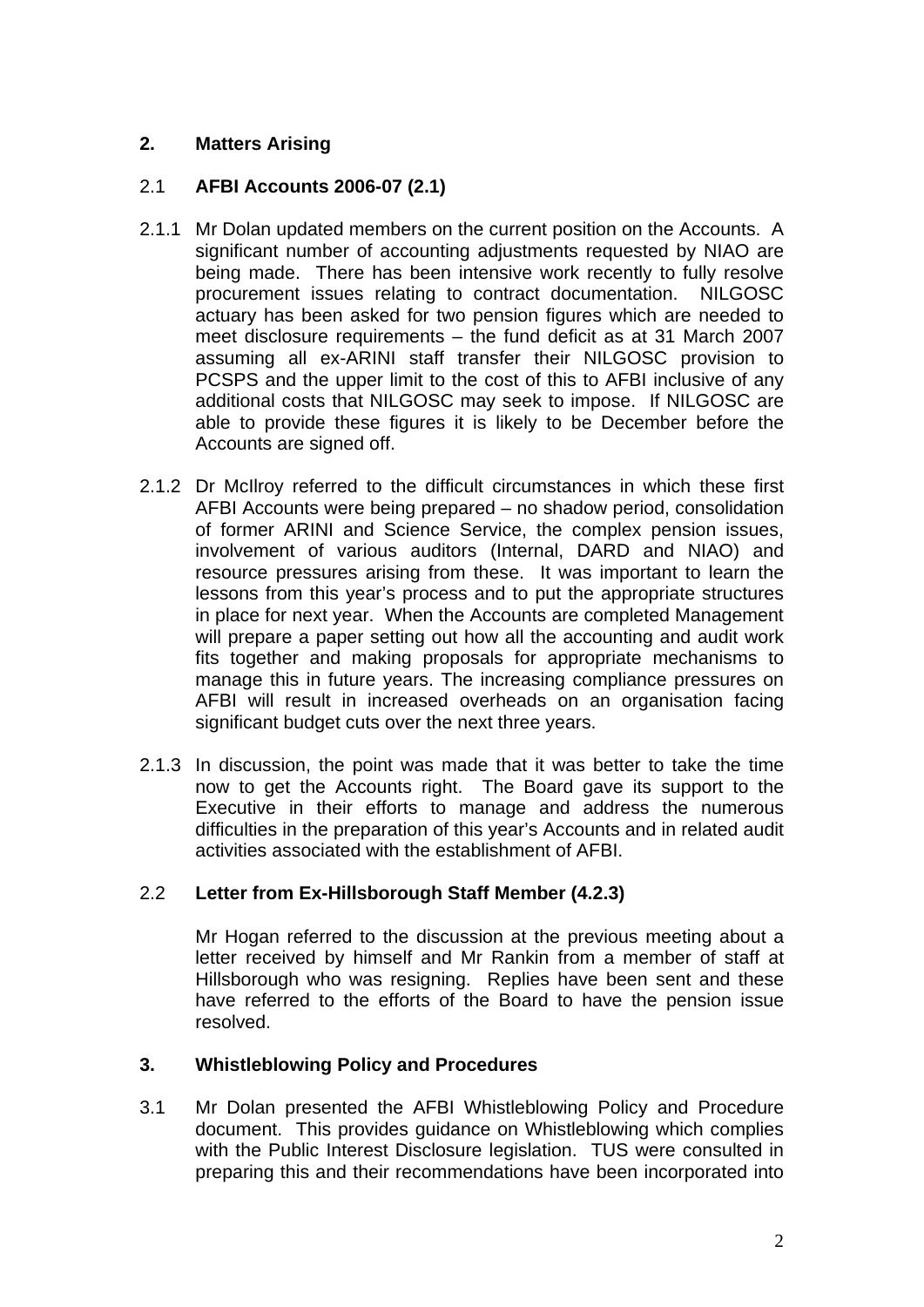## 2. Matters Arising

### 2.1 AFBI Accounts 2006-07 (2.1)

2.1.1 Mr Dolan updated members on the current position on the Accounts. A significant number of accounting adjustments requested by NIAO are being made. There has been intensive work recently to fully resolve procurement issues relating to contract documentation. NILGOSC actuary has been asked for two pension figures which are needed to meet disclosure requirements – the fund deficit as at 31 March 2007 assuming all ex-ARINI staff transfer their NILGOSC provision to PCSPS and the upper limit to the cost of this to AFBI inclusive of any additional costs that NILGOSC may seek to impose. If NILGOSC are able to provide these figures it is likely to be December before the Accounts are signed off.

2.1.2 Dr McIlroy referred to the difficult circumstances in which these first AFBI Accounts were being prepared – no shadow period, consolidation of former ARINI and Science Service, the complex pension issues, involvement of various auditors (Internal, DARD and NIAO) and resource pressures arising from these. It was important to learn the lessons from this year's process and to put the appropriate structures in place for next year. When the Accounts are completed Management will prepare a paper setting out how all the accounting and audit work fits together and making proposals for appropriate mechanisms to manage this in future years. The increasing compliance pressures on AFBI will result in increased overheads on an organisation facing significant budget cuts over the next three years.

2.1.3 In discussion, the point was made that it was better to take the time now to get the Accounts right. The Board gave its support to the Executive in their efforts to manage and address the numerous difficulties in the preparation of this year's Accounts and in related audit activities associated with the establishment of AFBI.

### 2.2 Letter from Ex-Hillsborough Staff Member (4.2.3)

Mr Hogan referred to the discussion at the previous meeting about a letter received by himself and Mr Rankin from a member of staff at Hillsborough who was resigning. Replies have been sent and these have referred to the efforts of the Board to have the pension issue resolved.

## 3. Whistleblowing Policy and Procedures

3.1 Mr Dolan presented the AFBI Whistleblowing Policy and Procedure document. This provides guidance on Whistleblowing which complies with the Public Interest Disclosure legislation. TUS were consulted in preparing this and their recommendations have been incorporated into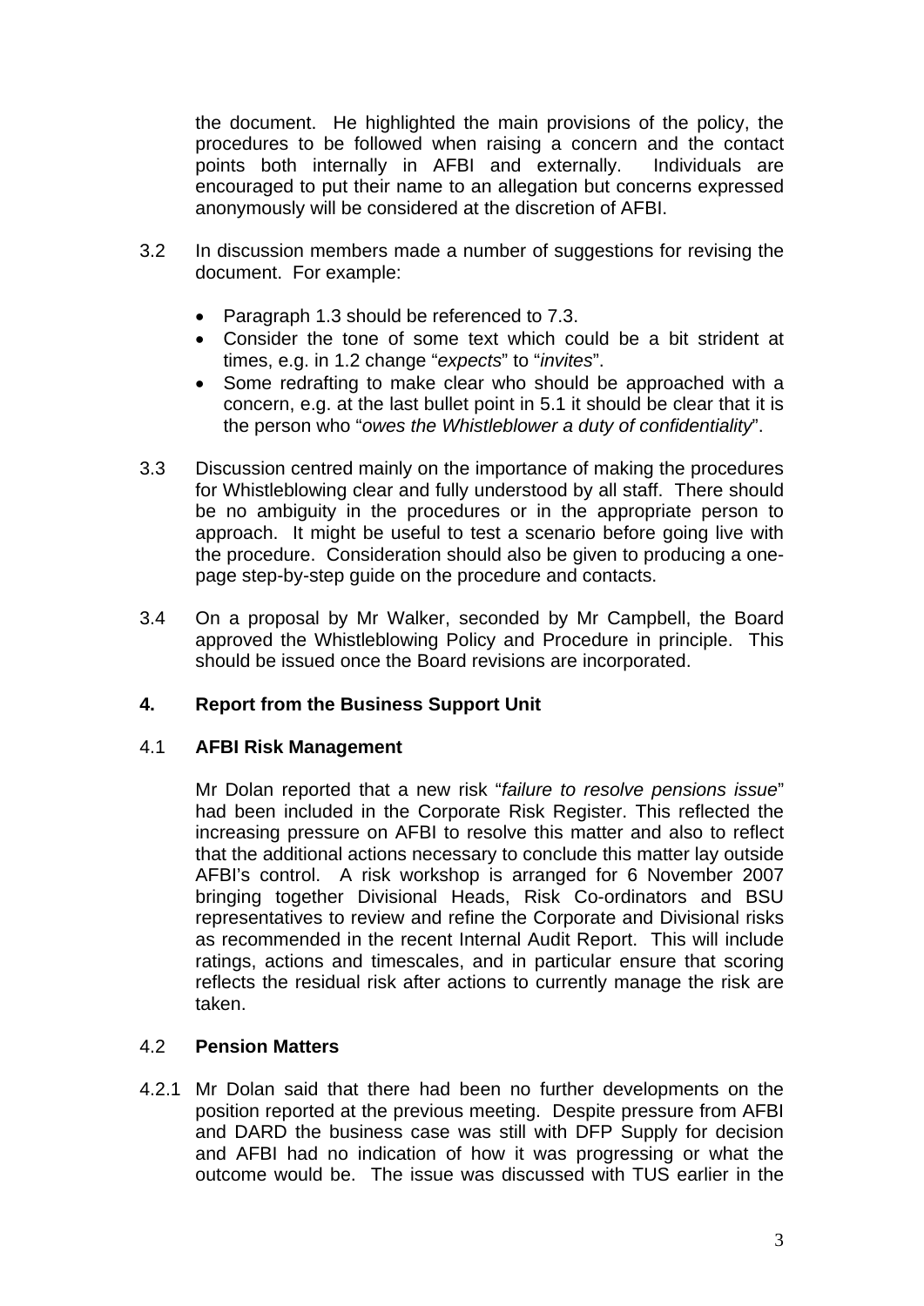the document. He highlighted the main provisions of the policy, the procedures to be followed when raising a concern and the contact points both internally in AFBI and externally. Individuals are encouraged to put their name to an allegation but concerns expressed anonymously will be considered at the discretion of AFBI.

3.2 In discussion members made a number of suggestions for revising the document. For example:

- Paragraph 1.3 should be referenced to 7.3.
- Consider the tone of some text which could be a bit strident at times, e.g. in 1.2 change "*expects*" to "*invites*".
- Some redrafting to make clear who should be approached with a concern, e.g. at the last bullet point in 5.1 it should be clear that it is the person who "*owes the Whistleblower a duty of confidentiality*".

3.3 Discussion centred mainly on the importance of making the procedures for Whistleblowing clear and fully understood by all staff. There should be no ambiguity in the procedures or in the appropriate person to approach. It might be useful to test a scenario before going live with the procedure. Consideration should also be given to producing a one-page step-by-step guide on the procedure and contacts.

3.4 On a proposal by Mr Walker, seconded by Mr Campbell, the Board approved the Whistleblowing Policy and Procedure in principle. This should be issued once the Board revisions are incorporated.

## 4. Report from the Business Support Unit

### 4.1 AFBI Risk Management

Mr Dolan reported that a new risk "*failure to resolve pensions issue*" had been included in the Corporate Risk Register. This reflected the increasing pressure on AFBI to resolve this matter and also to reflect that the additional actions necessary to conclude this matter lay outside AFBI's control. A risk workshop is arranged for 6 November 2007 bringing together Divisional Heads, Risk Co-ordinators and BSU representatives to review and refine the Corporate and Divisional risks as recommended in the recent Internal Audit Report. This will include ratings, actions and timescales, and in particular ensure that scoring reflects the residual risk after actions to currently manage the risk are taken.

### 4.2 Pension Matters

4.2.1 Mr Dolan said that there had been no further developments on the position reported at the previous meeting. Despite pressure from AFBI and DARD the business case was still with DFP Supply for decision and AFBI had no indication of how it was progressing or what the outcome would be. The issue was discussed with TUS earlier in the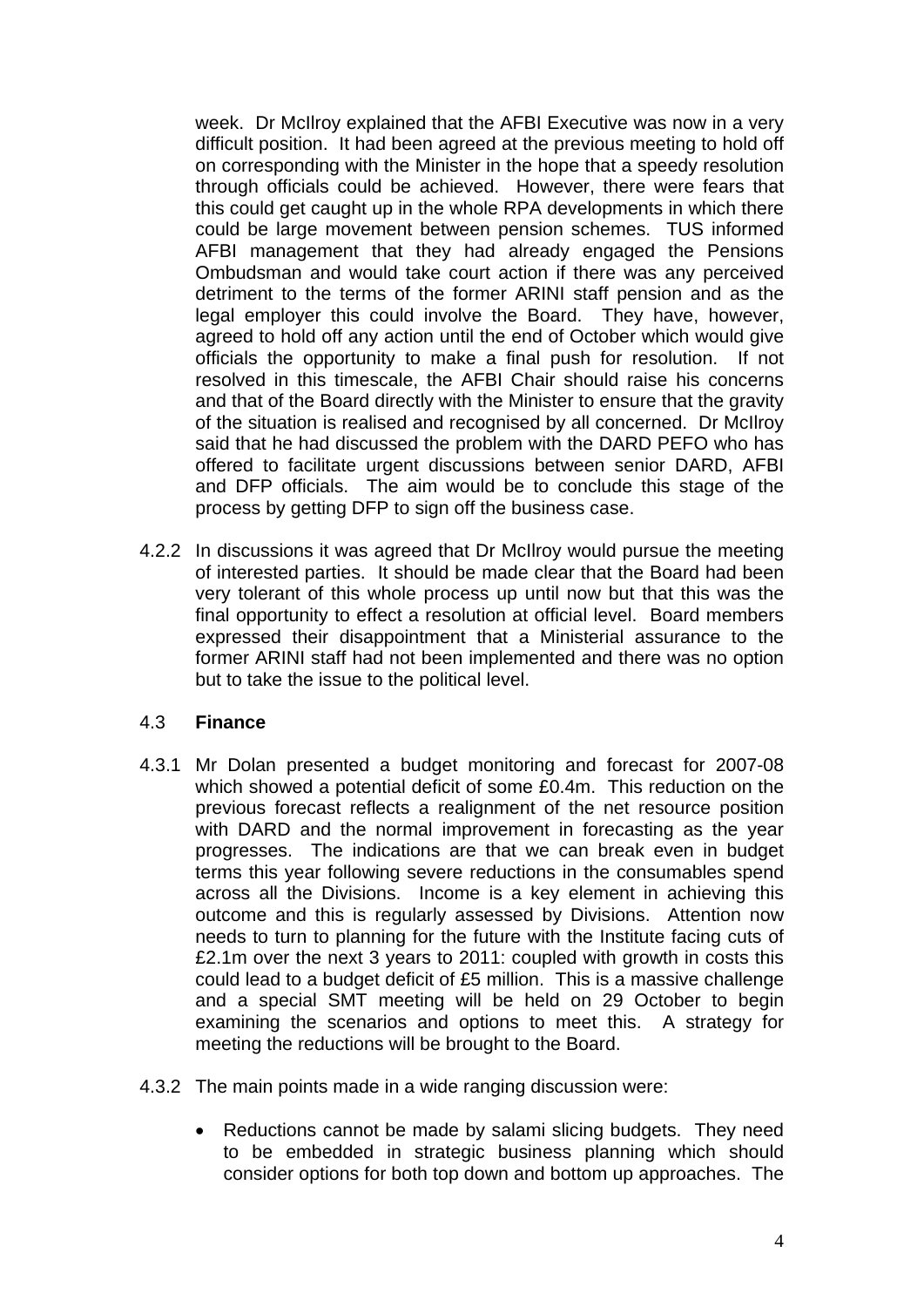week. Dr McIlroy explained that the AFBI Executive was now in a very difficult position. It had been agreed at the previous meeting to hold off on corresponding with the Minister in the hope that a speedy resolution through officials could be achieved. However, there were fears that this could get caught up in the whole RPA developments in which there could be large movement between pension schemes. TUS informed AFBI management that they had already engaged the Pensions Ombudsman and would take court action if there was any perceived detriment to the terms of the former ARINI staff pension and as the legal employer this could involve the Board. They have, however, agreed to hold off any action until the end of October which would give officials the opportunity to make a final push for resolution. If not resolved in this timescale, the AFBI Chair should raise his concerns and that of the Board directly with the Minister to ensure that the gravity of the situation is realised and recognised by all concerned. Dr McIlroy said that he had discussed the problem with the DARD PEFO who has offered to facilitate urgent discussions between senior DARD, AFBI and DFP officials. The aim would be to conclude this stage of the process by getting DFP to sign off the business case.

4.2.2 In discussions it was agreed that Dr McIlroy would pursue the meeting of interested parties. It should be made clear that the Board had been very tolerant of this whole process up until now but that this was the final opportunity to effect a resolution at official level. Board members expressed their disappointment that a Ministerial assurance to the former ARINI staff had not been implemented and there was no option but to take the issue to the political level.

### 4.3 **Finance**

4.3.1 Mr Dolan presented a budget monitoring and forecast for 2007-08 which showed a potential deficit of some £0.4m. This reduction on the previous forecast reflects a realignment of the net resource position with DARD and the normal improvement in forecasting as the year progresses. The indications are that we can break even in budget terms this year following severe reductions in the consumables spend across all the Divisions. Income is a key element in achieving this outcome and this is regularly assessed by Divisions. Attention now needs to turn to planning for the future with the Institute facing cuts of £2.1m over the next 3 years to 2011: coupled with growth in costs this could lead to a budget deficit of £5 million. This is a massive challenge and a special SMT meeting will be held on 29 October to begin examining the scenarios and options to meet this. A strategy for meeting the reductions will be brought to the Board.

4.3.2 The main points made in a wide ranging discussion were:

- Reductions cannot be made by salami slicing budgets. They need to be embedded in strategic business planning which should consider options for both top down and bottom up approaches. The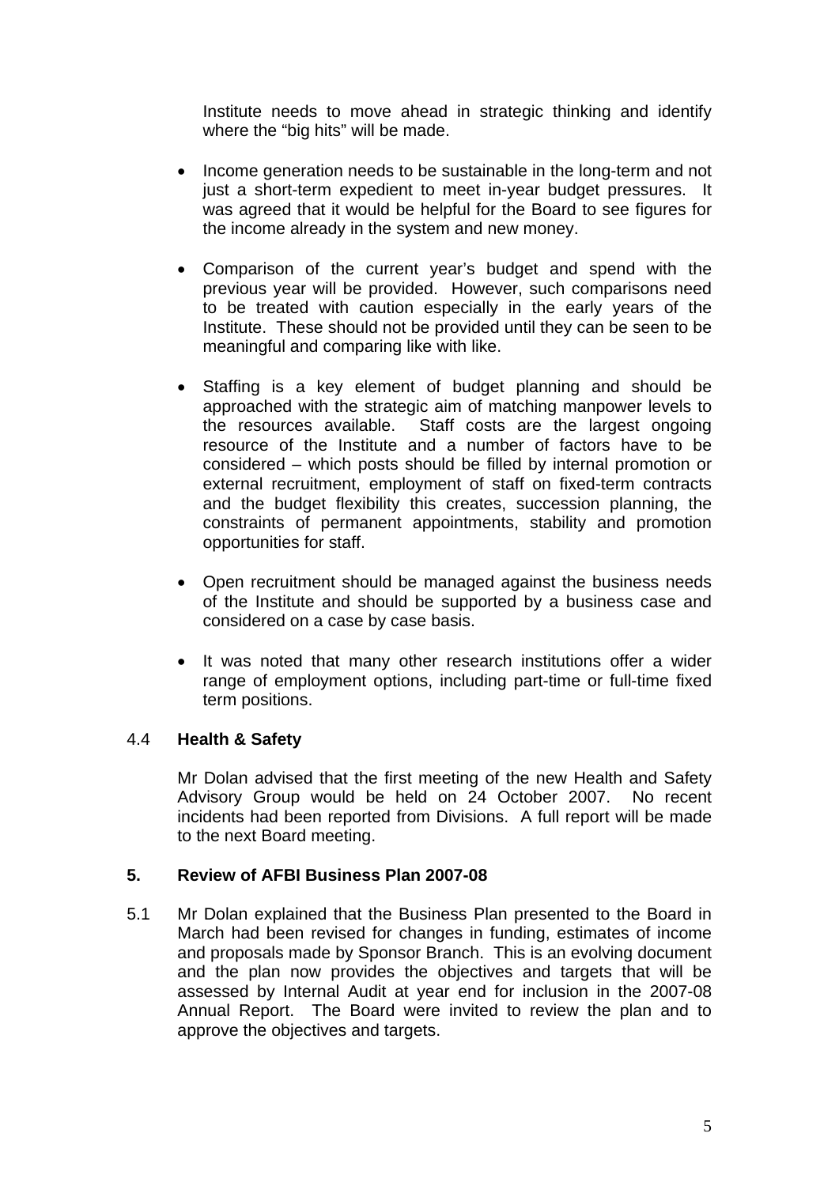Institute needs to move ahead in strategic thinking and identify where the "big hits" will be made.

- Income generation needs to be sustainable in the long-term and not just a short-term expedient to meet in-year budget pressures. It was agreed that it would be helpful for the Board to see figures for the income already in the system and new money.
- Comparison of the current year's budget and spend with the previous year will be provided. However, such comparisons need to be treated with caution especially in the early years of the Institute. These should not be provided until they can be seen to be meaningful and comparing like with like.
- Staffing is a key element of budget planning and should be approached with the strategic aim of matching manpower levels to the resources available. Staff costs are the largest ongoing resource of the Institute and a number of factors have to be considered – which posts should be filled by internal promotion or external recruitment, employment of staff on fixed-term contracts and the budget flexibility this creates, succession planning, the constraints of permanent appointments, stability and promotion opportunities for staff.
- Open recruitment should be managed against the business needs of the Institute and should be supported by a business case and considered on a case by case basis.
- It was noted that many other research institutions offer a wider range of employment options, including part-time or full-time fixed term positions.

### 4.4 **Health & Safety**

Mr Dolan advised that the first meeting of the new Health and Safety Advisory Group would be held on 24 October 2007. No recent incidents had been reported from Divisions. A full report will be made to the next Board meeting.

## 5. **Review of AFBI Business Plan 2007-08**

5.1 Mr Dolan explained that the Business Plan presented to the Board in March had been revised for changes in funding, estimates of income and proposals made by Sponsor Branch. This is an evolving document and the plan now provides the objectives and targets that will be assessed by Internal Audit at year end for inclusion in the 2007-08 Annual Report. The Board were invited to review the plan and to approve the objectives and targets.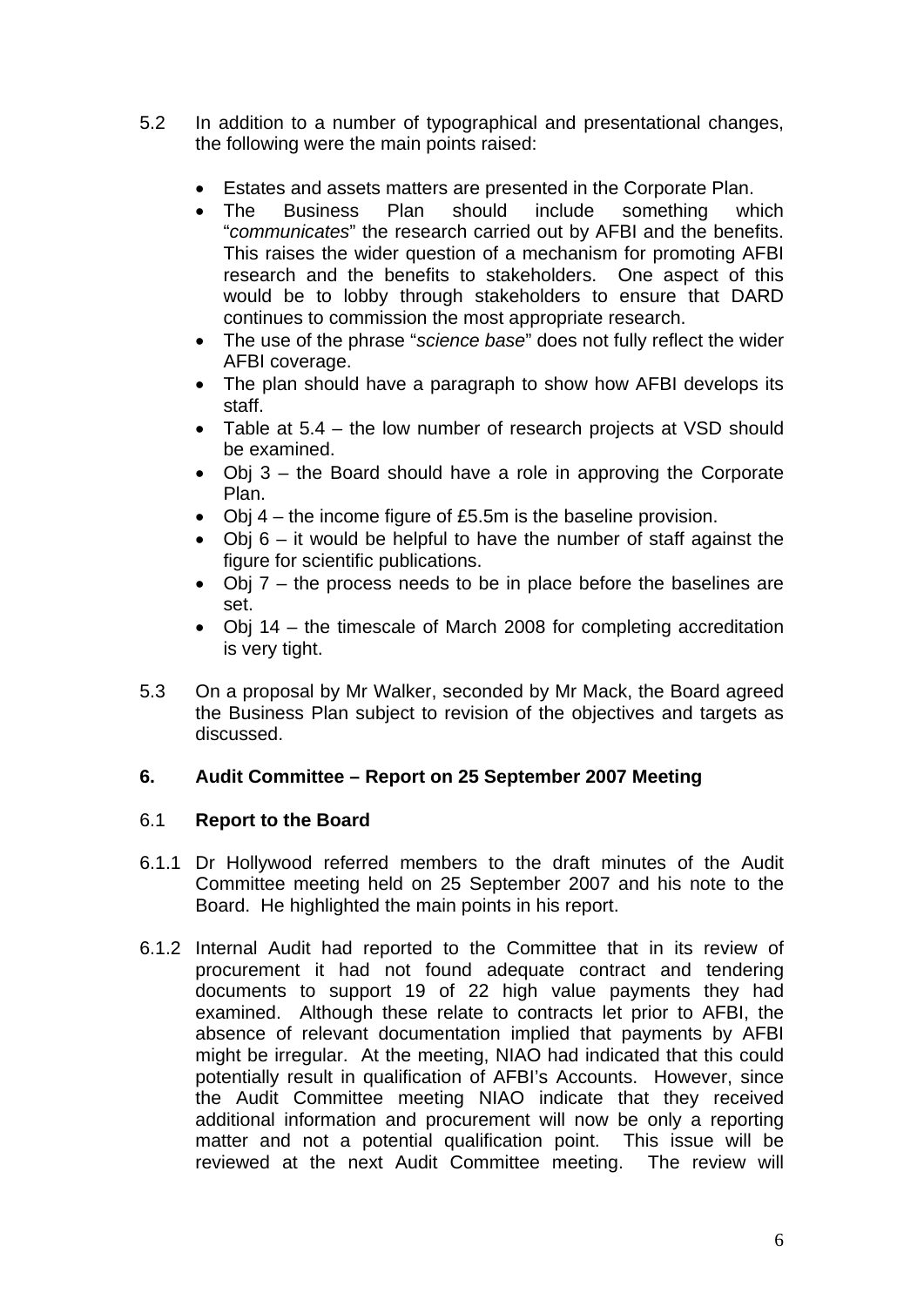5.2 In addition to a number of typographical and presentational changes, the following were the main points raised:

- Estates and assets matters are presented in the Corporate Plan.
- The Business Plan should include something which "*communicates*" the research carried out by AFBI and the benefits. This raises the wider question of a mechanism for promoting AFBI research and the benefits to stakeholders. One aspect of this would be to lobby through stakeholders to ensure that DARD continues to commission the most appropriate research.
- The use of the phrase "*science base*" does not fully reflect the wider AFBI coverage.
- The plan should have a paragraph to show how AFBI develops its staff.
- Table at 5.4 – the low number of research projects at VSD should be examined.
- Obj 3 – the Board should have a role in approving the Corporate Plan.
- Obj 4 – the income figure of £5.5m is the baseline provision.
- Obj 6 – it would be helpful to have the number of staff against the figure for scientific publications.
- Obj 7 – the process needs to be in place before the baselines are set.
- Obj 14 – the timescale of March 2008 for completing accreditation is very tight.

5.3 On a proposal by Mr Walker, seconded by Mr Mack, the Board agreed the Business Plan subject to revision of the objectives and targets as discussed.

## 6. Audit Committee – Report on 25 September 2007 Meeting

### 6.1 Report to the Board

6.1.1 Dr Hollywood referred members to the draft minutes of the Audit Committee meeting held on 25 September 2007 and his note to the Board. He highlighted the main points in his report.

6.1.2 Internal Audit had reported to the Committee that in its review of procurement it had not found adequate contract and tendering documents to support 19 of 22 high value payments they had examined. Although these relate to contracts let prior to AFBI, the absence of relevant documentation implied that payments by AFBI might be irregular. At the meeting, NIAO had indicated that this could potentially result in qualification of AFBI's Accounts. However, since the Audit Committee meeting NIAO indicate that they received additional information and procurement will now be only a reporting matter and not a potential qualification point. This issue will be reviewed at the next Audit Committee meeting. The review will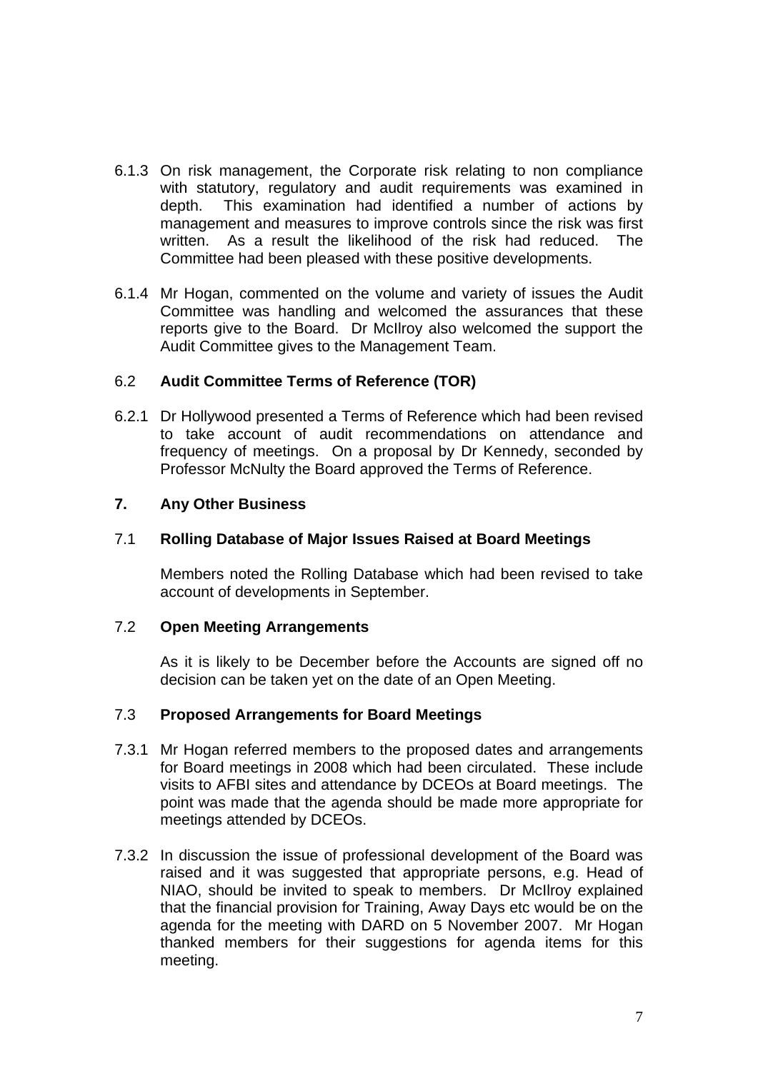6.1.3 On risk management, the Corporate risk relating to non compliance with statutory, regulatory and audit requirements was examined in depth. This examination had identified a number of actions by management and measures to improve controls since the risk was first written. As a result the likelihood of the risk had reduced. The Committee had been pleased with these positive developments.

6.1.4 Mr Hogan, commented on the volume and variety of issues the Audit Committee was handling and welcomed the assurances that these reports give to the Board. Dr McIlroy also welcomed the support the Audit Committee gives to the Management Team.

6.2 **Audit Committee Terms of Reference (TOR)**

6.2.1 Dr Hollywood presented a Terms of Reference which had been revised to take account of audit recommendations on attendance and frequency of meetings. On a proposal by Dr Kennedy, seconded by Professor McNulty the Board approved the Terms of Reference.

**7. Any Other Business**

7.1 **Rolling Database of Major Issues Raised at Board Meetings**

Members noted the Rolling Database which had been revised to take account of developments in September.

7.2 **Open Meeting Arrangements**

As it is likely to be December before the Accounts are signed off no decision can be taken yet on the date of an Open Meeting.

7.3 **Proposed Arrangements for Board Meetings**

7.3.1 Mr Hogan referred members to the proposed dates and arrangements for Board meetings in 2008 which had been circulated. These include visits to AFBI sites and attendance by DCEOs at Board meetings. The point was made that the agenda should be made more appropriate for meetings attended by DCEOs.

7.3.2 In discussion the issue of professional development of the Board was raised and it was suggested that appropriate persons, e.g. Head of NIAO, should be invited to speak to members. Dr McIlroy explained that the financial provision for Training, Away Days etc would be on the agenda for the meeting with DARD on 5 November 2007. Mr Hogan thanked members for their suggestions for agenda items for this meeting.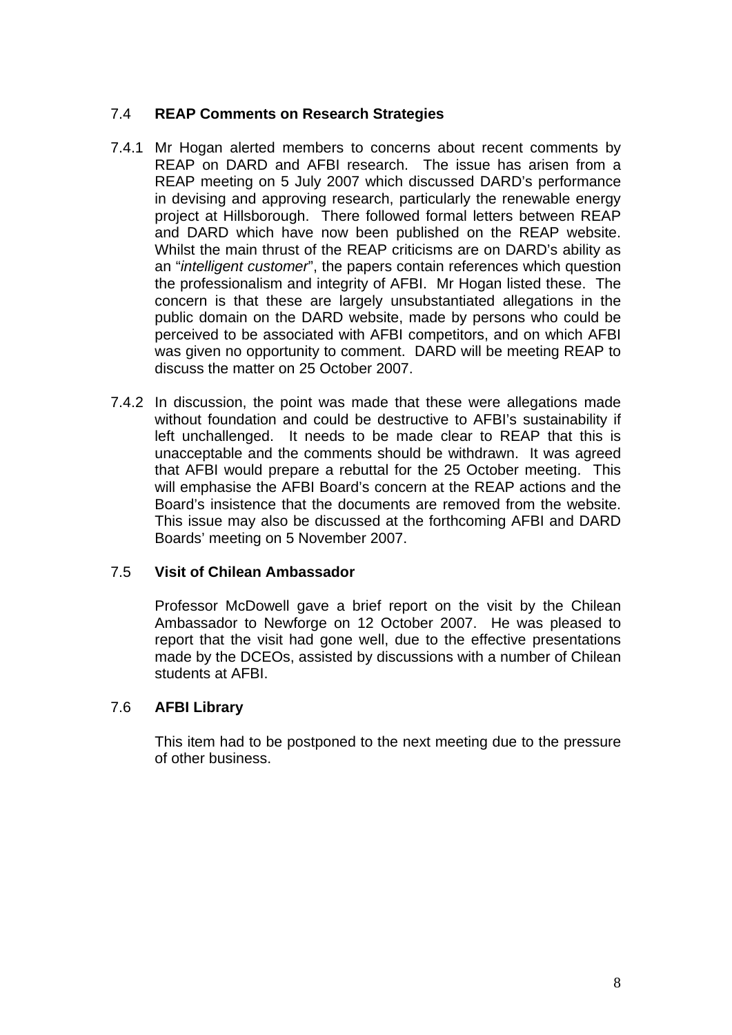### 7.4 **REAP Comments on Research Strategies**

7.4.1 Mr Hogan alerted members to concerns about recent comments by REAP on DARD and AFBI research. The issue has arisen from a REAP meeting on 5 July 2007 which discussed DARD's performance in devising and approving research, particularly the renewable energy project at Hillsborough. There followed formal letters between REAP and DARD which have now been published on the REAP website. Whilst the main thrust of the REAP criticisms are on DARD's ability as an "*intelligent customer*", the papers contain references which question the professionalism and integrity of AFBI. Mr Hogan listed these. The concern is that these are largely unsubstantiated allegations in the public domain on the DARD website, made by persons who could be perceived to be associated with AFBI competitors, and on which AFBI was given no opportunity to comment. DARD will be meeting REAP to discuss the matter on 25 October 2007.

7.4.2 In discussion, the point was made that these were allegations made without foundation and could be destructive to AFBI's sustainability if left unchallenged. It needs to be made clear to REAP that this is unacceptable and the comments should be withdrawn. It was agreed that AFBI would prepare a rebuttal for the 25 October meeting. This will emphasise the AFBI Board's concern at the REAP actions and the Board's insistence that the documents are removed from the website. This issue may also be discussed at the forthcoming AFBI and DARD Boards' meeting on 5 November 2007.

### 7.5 **Visit of Chilean Ambassador**

Professor McDowell gave a brief report on the visit by the Chilean Ambassador to Newforge on 12 October 2007. He was pleased to report that the visit had gone well, due to the effective presentations made by the DCEOs, assisted by discussions with a number of Chilean students at AFBI.

### 7.6 **AFBI Library**

This item had to be postponed to the next meeting due to the pressure of other business.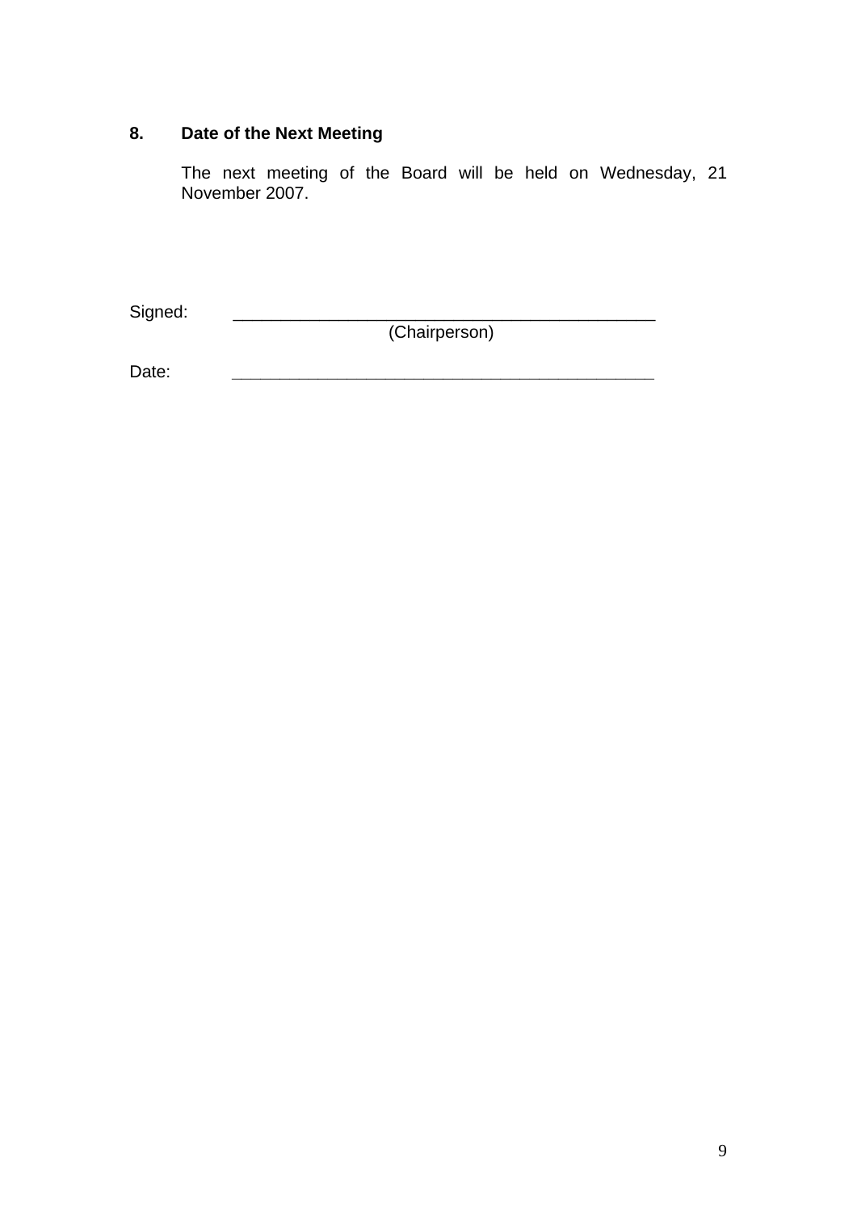## 8. Date of the Next Meeting

The next meeting of the Board will be held on Wednesday, 21 November 2007.

Signed: ____________________________________________
(Chairperson)

Date: ____________________________________________